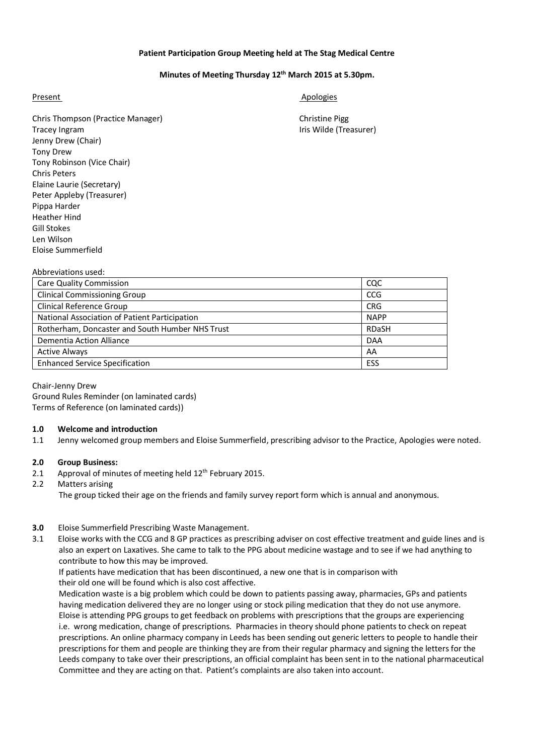**Patient Participation Group Meeting held at The Stag Medical Centre**

**Minutes of Meeting Thursday 12th March 2015 at 5.30pm.**

Present

Chris Thompson (Practice Manager)
Tracey Ingram
Jenny Drew (Chair)
Tony Drew
Tony Robinson (Vice Chair)
Chris Peters
Elaine Laurie (Secretary)
Peter Appleby (Treasurer)
Pippa Harder
Heather Hind
Gill Stokes
Len Wilson
Eloise Summerfield

Apologies

Christine Pigg
Iris Wilde (Treasurer)

Abbreviations used:

| | |
|---|---|
| Care Quality Commission | CQC |
| Clinical Commissioning Group | CCG |
| Clinical Reference Group | CRG |
| National Association of Patient Participation | NAPP |
| Rotherham, Doncaster and South Humber NHS Trust | RDaSH |
| Dementia Action Alliance | DAA |
| Active Always | AA |
| Enhanced Service Specification | ESS |

Chair-Jenny Drew
Ground Rules Reminder (on laminated cards)
Terms of Reference (on laminated cards))

**1.0 Welcome and introduction**

1.1 Jenny welcomed group members and Eloise Summerfield, prescribing advisor to the Practice, Apologies were noted.

**2.0 Group Business:**

2.1 Approval of minutes of meeting held 12th February 2015.

2.2 Matters arising

The group ticked their age on the friends and family survey report form which is annual and anonymous.

**3.0** Eloise Summerfield Prescribing Waste Management.

3.1 Eloise works with the CCG and 8 GP practices as prescribing adviser on cost effective treatment and guide lines and is also an expert on Laxatives. She came to talk to the PPG about medicine wastage and to see if we had anything to contribute to how this may be improved.

If patients have medication that has been discontinued, a new one that is in comparison with their old one will be found which is also cost affective.

Medication waste is a big problem which could be down to patients passing away, pharmacies, GPs and patients having medication delivered they are no longer using or stock piling medication that they do not use anymore.

Eloise is attending PPG groups to get feedback on problems with prescriptions that the groups are experiencing i.e. wrong medication, change of prescriptions. Pharmacies in theory should phone patients to check on repeat prescriptions. An online pharmacy company in Leeds has been sending out generic letters to people to handle their prescriptions for them and people are thinking they are from their regular pharmacy and signing the letters for the Leeds company to take over their prescriptions, an official complaint has been sent in to the national pharmaceutical Committee and they are acting on that. Patient's complaints are also taken into account.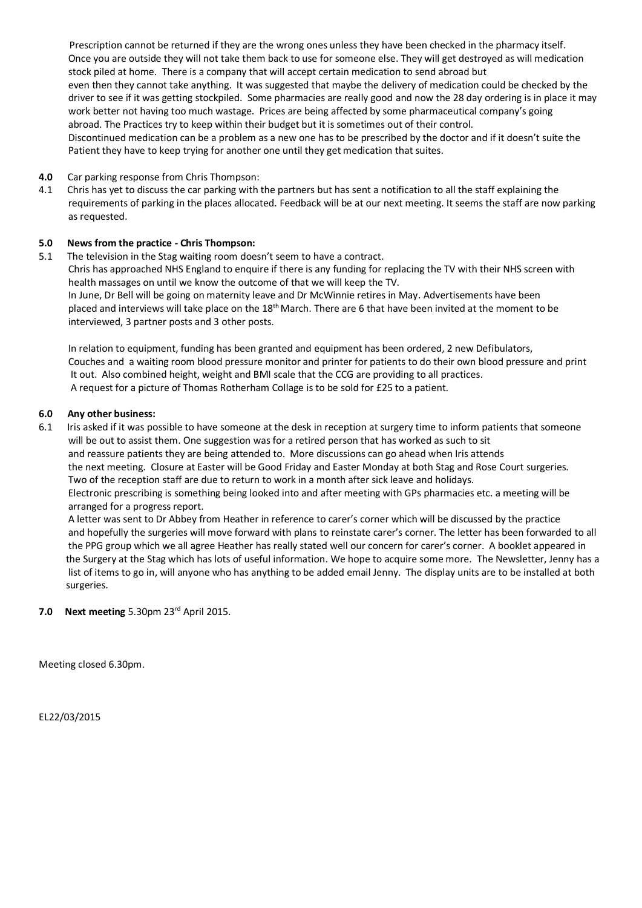Prescription cannot be returned if they are the wrong ones unless they have been checked in the pharmacy itself. Once you are outside they will not take them back to use for someone else. They will get destroyed as will medication stock piled at home. There is a company that will accept certain medication to send abroad but even then they cannot take anything. It was suggested that maybe the delivery of medication could be checked by the driver to see if it was getting stockpiled. Some pharmacies are really good and now the 28 day ordering is in place it may work better not having too much wastage. Prices are being affected by some pharmaceutical company's going abroad. The Practices try to keep within their budget but it is sometimes out of their control.
Discontinued medication can be a problem as a new one has to be prescribed by the doctor and if it doesn't suite the Patient they have to keep trying for another one until they get medication that suites.

**4.0** Car parking response from Chris Thompson:

4.1 Chris has yet to discuss the car parking with the partners but has sent a notification to all the staff explaining the requirements of parking in the places allocated. Feedback will be at our next meeting. It seems the staff are now parking as requested.

**5.0 News from the practice - Chris Thompson:**

5.1 The television in the Stag waiting room doesn't seem to have a contract.
Chris has approached NHS England to enquire if there is any funding for replacing the TV with their NHS screen with health massages on until we know the outcome of that we will keep the TV.
In June, Dr Bell will be going on maternity leave and Dr McWinnie retires in May. Advertisements have been placed and interviews will take place on the 18th March. There are 6 that have been invited at the moment to be interviewed, 3 partner posts and 3 other posts.

In relation to equipment, funding has been granted and equipment has been ordered, 2 new Defibulators, Couches and a waiting room blood pressure monitor and printer for patients to do their own blood pressure and print It out. Also combined height, weight and BMI scale that the CCG are providing to all practices.
A request for a picture of Thomas Rotherham Collage is to be sold for £25 to a patient.

**6.0 Any other business:**

6.1 Iris asked if it was possible to have someone at the desk in reception at surgery time to inform patients that someone will be out to assist them. One suggestion was for a retired person that has worked as such to sit and reassure patients they are being attended to. More discussions can go ahead when Iris attends the next meeting. Closure at Easter will be Good Friday and Easter Monday at both Stag and Rose Court surgeries. Two of the reception staff are due to return to work in a month after sick leave and holidays.
Electronic prescribing is something being looked into and after meeting with GPs pharmacies etc. a meeting will be arranged for a progress report.
A letter was sent to Dr Abbey from Heather in reference to carer's corner which will be discussed by the practice and hopefully the surgeries will move forward with plans to reinstate carer's corner. The letter has been forwarded to all the PPG group which we all agree Heather has really stated well our concern for carer's corner. A booklet appeared in the Surgery at the Stag which has lots of useful information. We hope to acquire some more. The Newsletter, Jenny has a list of items to go in, will anyone who has anything to be added email Jenny. The display units are to be installed at both surgeries.

**7.0 Next meeting** 5.30pm 23rd April 2015.

Meeting closed 6.30pm.

EL22/03/2015